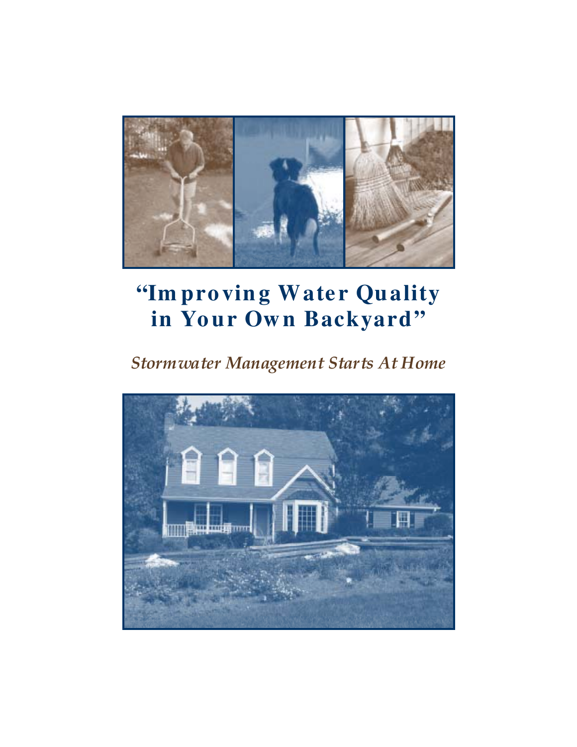# "Improving Water Quality in Your Own Backyard"

*Stormwater Management Starts At Home*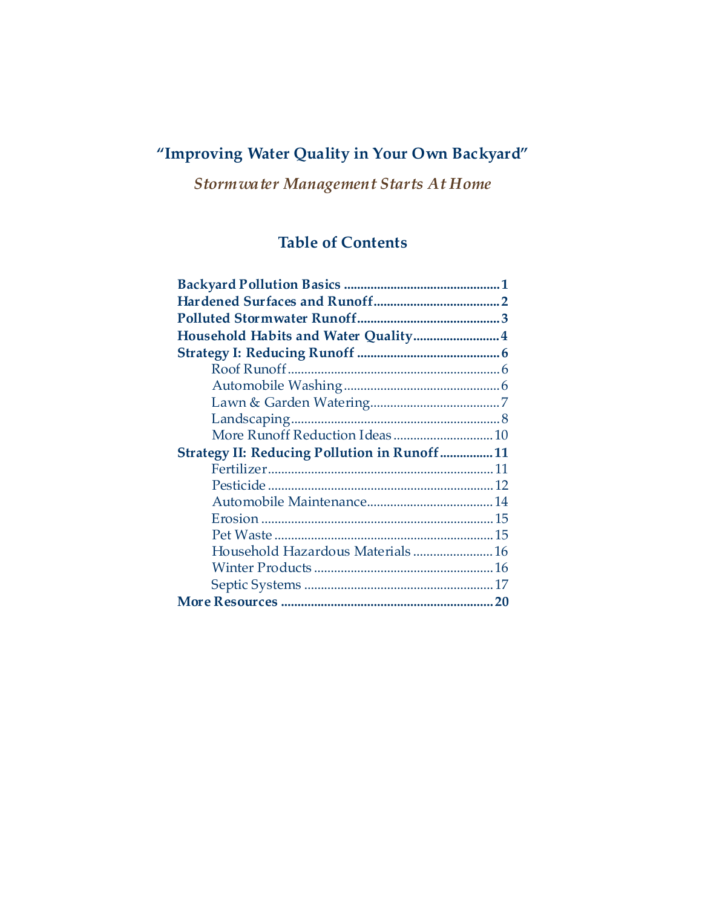# "Improving Water Quality in Your Own Backyard"

## *Stormwater Management Starts At Home*

### Table of Contents

**Backyard Pollution Basics** ............................................. **1**
**Hardened Surfaces and Runoff** ..................................... **2**
**Polluted Stormwater Runoff** .......................................... **3**
**Household Habits and Water Quality** ........................... **4**
**Strategy I: Reducing Runoff** .......................................... **6**
- Roof Runoff ................................................................. 6
- Automobile Washing ................................................ 6
- Lawn & Garden Watering ......................................... 7
- Landscaping ................................................................ 8
- More Runoff Reduction Ideas ................................ 10

**Strategy II: Reducing Pollution in Runoff** ................. **11**
- Fertilizer ..................................................................... 11
- Pesticide ..................................................................... 12
- Automobile Maintenance ........................................ 14
- Erosion ....................................................................... 15
- Pet Waste ................................................................... 15
- Household Hazardous Materials ........................... 16
- Winter Products ........................................................ 16
- Septic Systems .......................................................... 17

**More Resources** ................................................................ **20**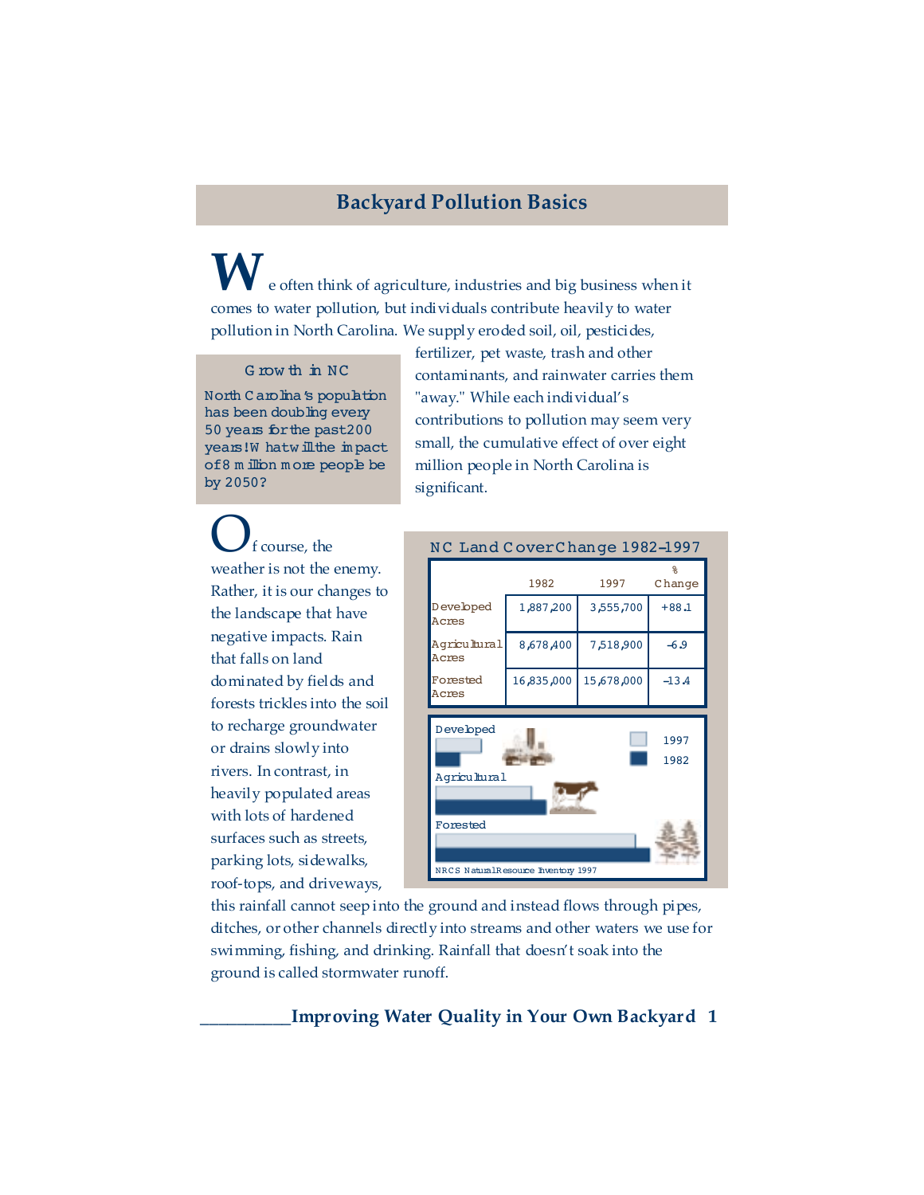## Backyard Pollution Basics

We often think of agriculture, industries and big business when it comes to water pollution, but individuals contribute heavily to water pollution in North Carolina. We supply eroded soil, oil, pesticides, fertilizer, pet waste, trash and other contaminants, and rainwater carries them "away." While each individual's contributions to pollution may seem very small, the cumulative effect of over eight million people in North Carolina is significant.

**Growth in NC**

North Carolina's population has been doubling every 50 years for the past 200 years! What will the impact of 8 million more people be by 2050?

Of course, the weather is not the enemy. Rather, it is our changes to the landscape that have negative impacts. Rain that falls on land dominated by fields and forests trickles into the soil to recharge groundwater or drains slowly into rivers. In contrast, in heavily populated areas with lots of hardened surfaces such as streets, parking lots, sidewalks, roof-tops, and driveways, this rainfall cannot seep into the ground and instead flows through pipes, ditches, or other channels directly into streams and other waters we use for swimming, fishing, and drinking. Rainfall that doesn't soak into the ground is called stormwater runoff.

**NC Land Cover Change 1982–1997**

| | 1982 | 1997 | % Change |
|---|---|---|---|
| Developed Acres | 1,887,200 | 3,555,700 | +88.1 |
| Agricultural Acres | 8,678,400 | 7,518,900 | -6.9 |
| Forested Acres | 16,835,000 | 15,678,000 | -13.4 |

Developed / Agricultural / Forested — 1997, 1982

NRCS Natural Resource Inventory 1997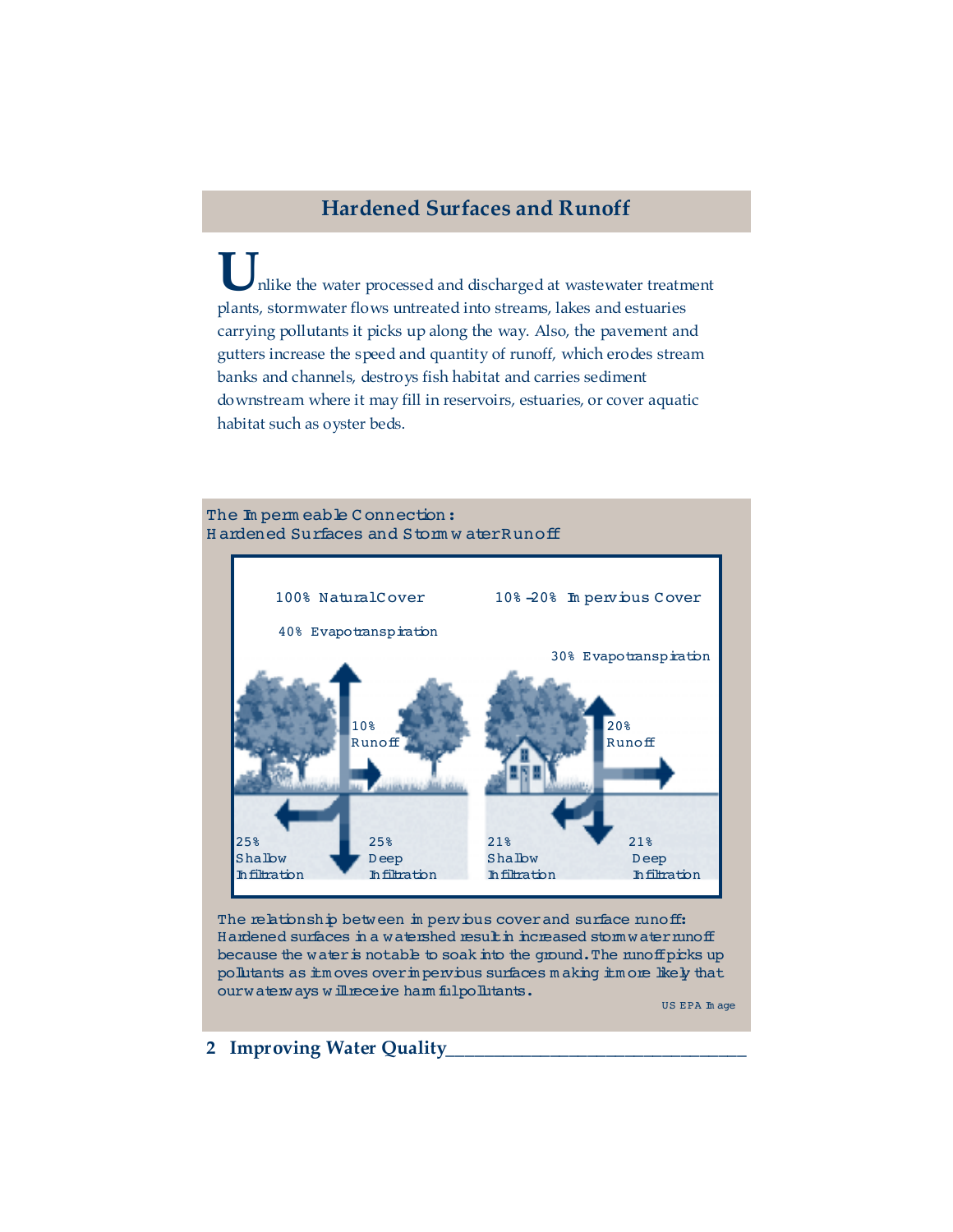## Hardened Surfaces and Runoff

Unlike the water processed and discharged at wastewater treatment plants, stormwater flows untreated into streams, lakes and estuaries carrying pollutants it picks up along the way. Also, the pavement and gutters increase the speed and quantity of runoff, which erodes stream banks and channels, destroys fish habitat and carries sediment downstream where it may fill in reservoirs, estuaries, or cover aquatic habitat such as oyster beds.

### The Impermeable Connection: Hardened Surfaces and Stormwater Runoff

100% Natural Cover

40% Evapotranspiration

10% Runoff

25% Shallow Infiltration

25% Deep Infiltration

10%-20% Impervious Cover

30% Evapotranspiration

20% Runoff

21% Shallow Infiltration

21% Deep Infiltration

The relationship between impervious cover and surface runoff: Hardened surfaces in a watershed result in increased stormwater runoff because the water is not able to soak into the ground. The runoff picks up pollutants as it moves over impervious surfaces making it more likely that our waterways will receive harmful pollutants.

US EPA Image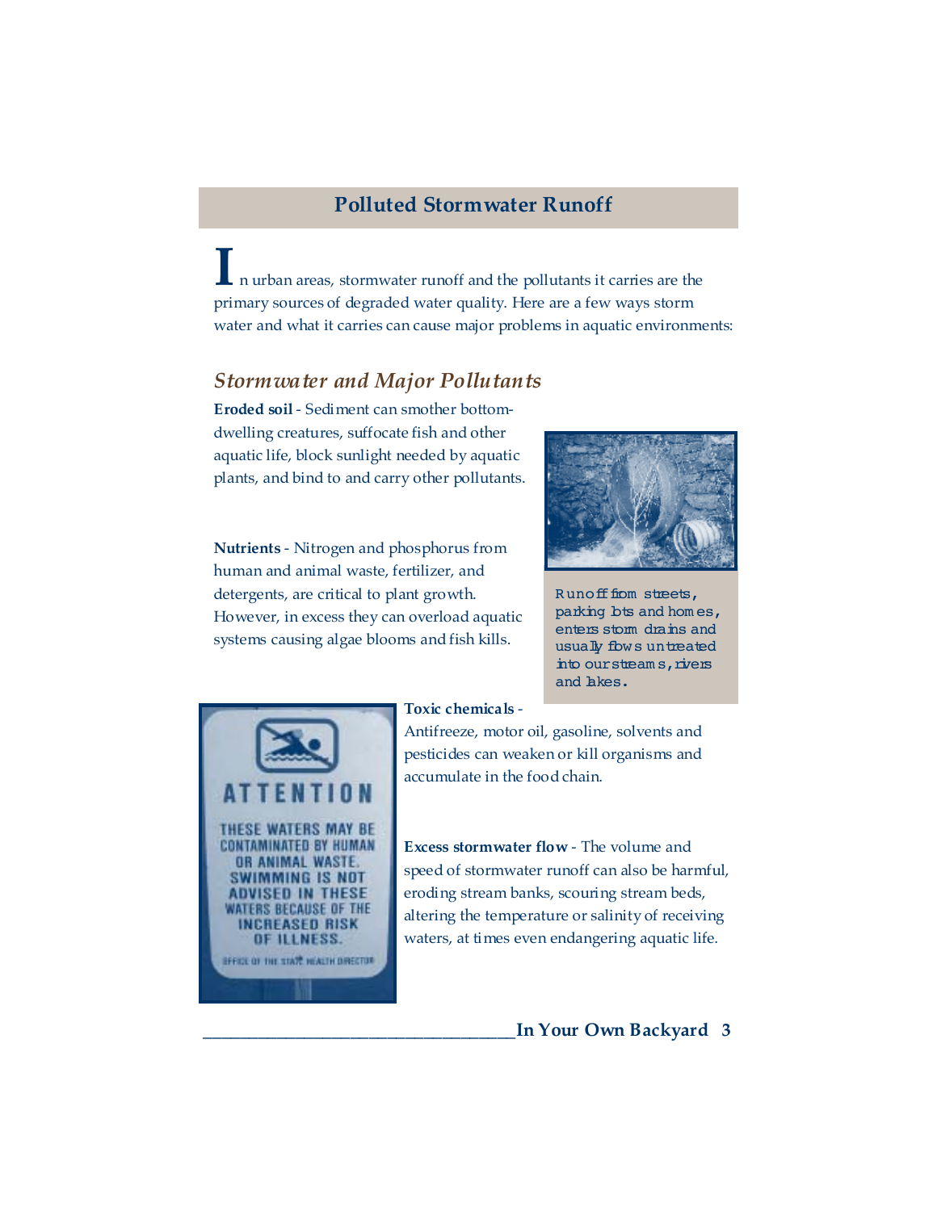## Polluted Stormwater Runoff

In urban areas, stormwater runoff and the pollutants it carries are the primary sources of degraded water quality. Here are a few ways storm water and what it carries can cause major problems in aquatic environments:

### *Stormwater and Major Pollutants*

**Eroded soil** - Sediment can smother bottom-dwelling creatures, suffocate fish and other aquatic life, block sunlight needed by aquatic plants, and bind to and carry other pollutants.

**Nutrients** - Nitrogen and phosphorus from human and animal waste, fertilizer, and detergents, are critical to plant growth. However, in excess they can overload aquatic systems causing algae blooms and fish kills.

Runoff from streets, parking lots and homes, enters storm drains and usually flows untreated into our streams, rivers and lakes.

**Toxic chemicals** - Antifreeze, motor oil, gasoline, solvents and pesticides can weaken or kill organisms and accumulate in the food chain.

**Excess stormwater flow** - The volume and speed of stormwater runoff can also be harmful, eroding stream banks, scouring stream beds, altering the temperature or salinity of receiving waters, at times even endangering aquatic life.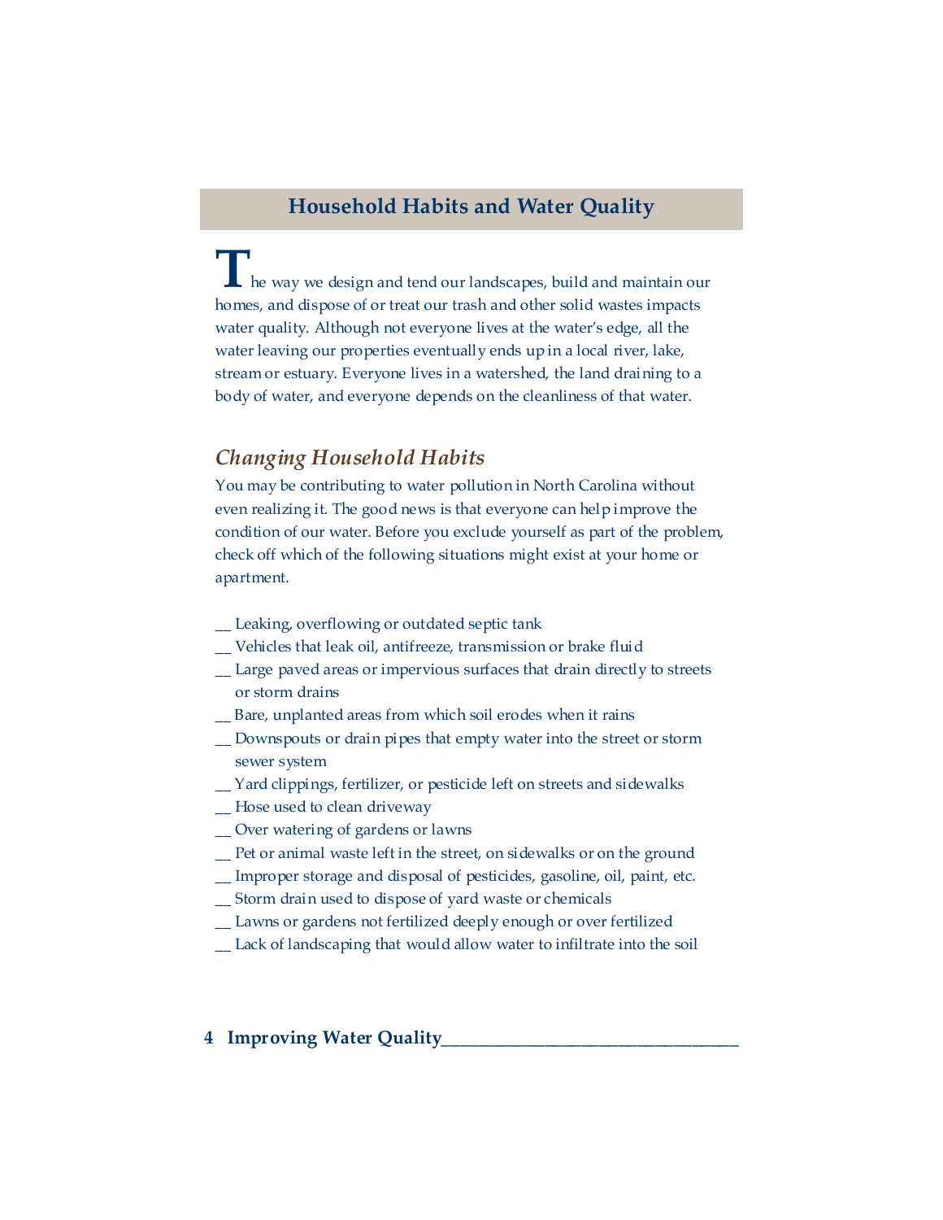## Household Habits and Water Quality

The way we design and tend our landscapes, build and maintain our homes, and dispose of or treat our trash and other solid wastes impacts water quality. Although not everyone lives at the water's edge, all the water leaving our properties eventually ends up in a local river, lake, stream or estuary. Everyone lives in a watershed, the land draining to a body of water, and everyone depends on the cleanliness of that water.

### *Changing Household Habits*

You may be contributing to water pollution in North Carolina without even realizing it. The good news is that everyone can help improve the condition of our water. Before you exclude yourself as part of the problem, check off which of the following situations might exist at your home or apartment.

__ Leaking, overflowing or outdated septic tank
__ Vehicles that leak oil, antifreeze, transmission or brake fluid
__ Large paved areas or impervious surfaces that drain directly to streets or storm drains
__ Bare, unplanted areas from which soil erodes when it rains
__ Downspouts or drain pipes that empty water into the street or storm sewer system
__ Yard clippings, fertilizer, or pesticide left on streets and sidewalks
__ Hose used to clean driveway
__ Over watering of gardens or lawns
__ Pet or animal waste left in the street, on sidewalks or on the ground
__ Improper storage and disposal of pesticides, gasoline, oil, paint, etc.
__ Storm drain used to dispose of yard waste or chemicals
__ Lawns or gardens not fertilized deeply enough or over fertilized
__ Lack of landscaping that would allow water to infiltrate into the soil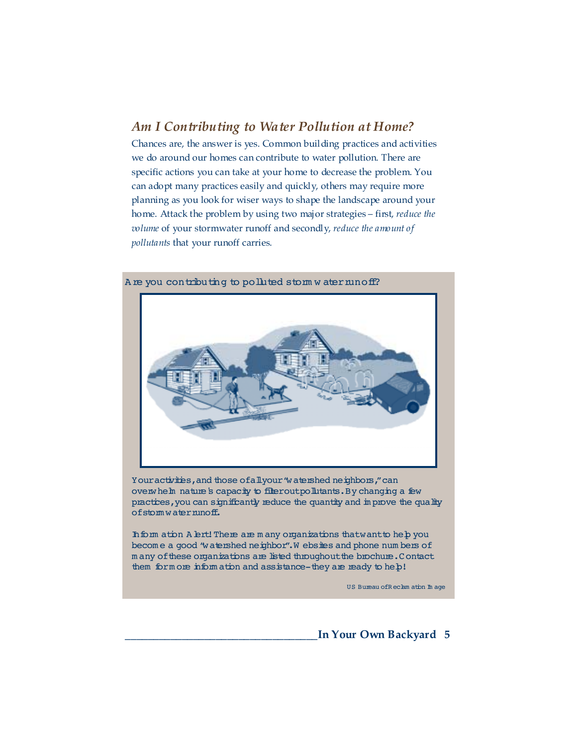## *Am I Contributing to Water Pollution at Home?*

Chances are, the answer is yes. Common building practices and activities we do around our homes can contribute to water pollution. There are specific actions you can take at your home to decrease the problem. You can adopt many practices easily and quickly, others may require more planning as you look for wiser ways to shape the landscape around your home. Attack the problem by using two major strategies – first, *reduce the volume* of your stormwater runoff and secondly, *reduce the amount of pollutants* that your runoff carries.

Are you contributing to polluted stormwater runoff?

Your activities, and those of all your "watershed neighbors," can overwhelm nature's capacity to filter out pollutants. By changing a few practices, you can significantly reduce the quantity and improve the quality of stormwater runoff.

Information Alert! There are many organizations that want to help you become a good "watershed neighbor". Websites and phone numbers of many of these organizations are listed throughout the brochure. Contact them for more information and assistance–they are ready to help!

US Bureau of Reclamation Image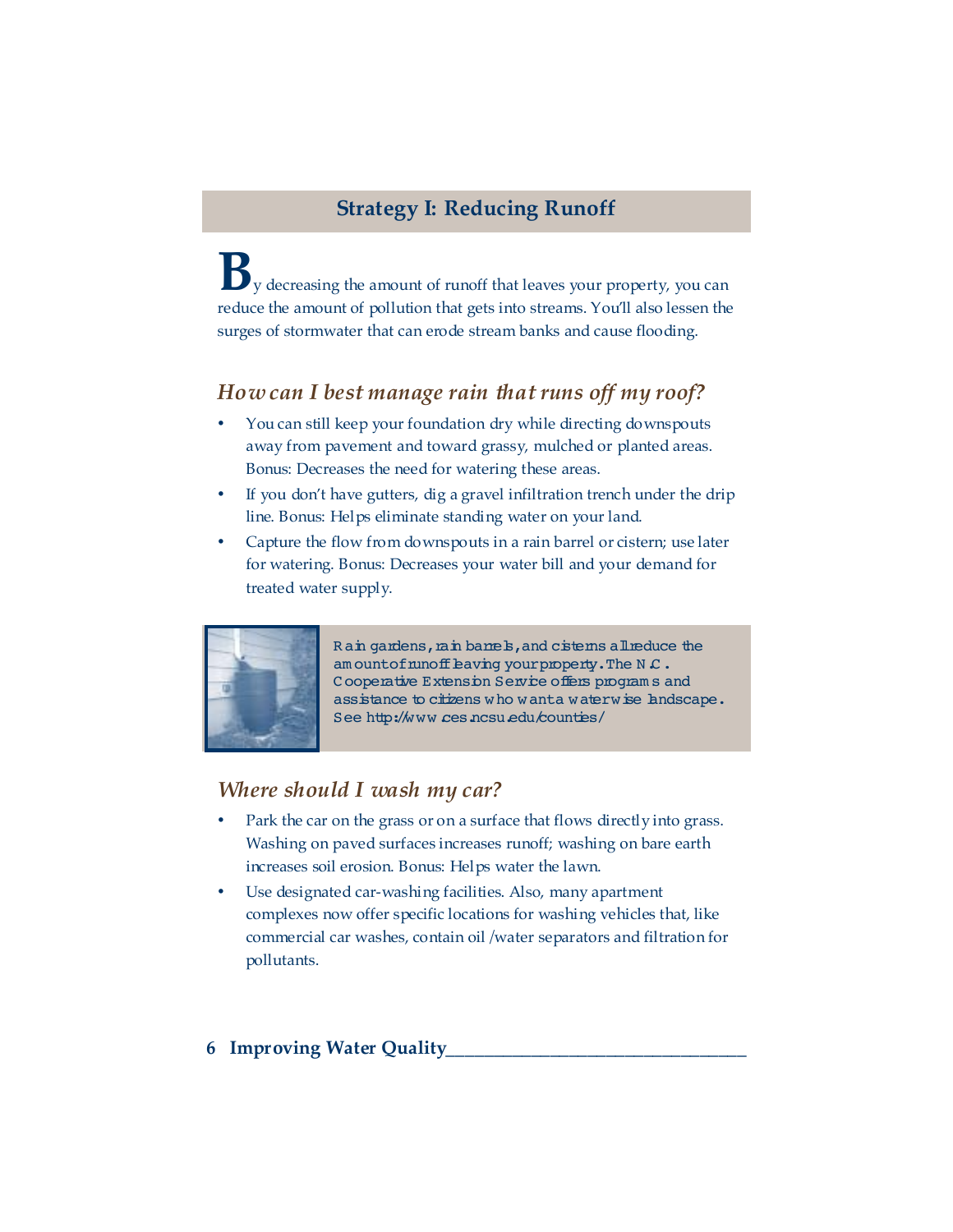## Strategy I: Reducing Runoff

By decreasing the amount of runoff that leaves your property, you can reduce the amount of pollution that gets into streams. You'll also lessen the surges of stormwater that can erode stream banks and cause flooding.

### *How can I best manage rain that runs off my roof?*

- You can still keep your foundation dry while directing downspouts away from pavement and toward grassy, mulched or planted areas. Bonus: Decreases the need for watering these areas.
- If you don't have gutters, dig a gravel infiltration trench under the drip line. Bonus: Helps eliminate standing water on your land.
- Capture the flow from downspouts in a rain barrel or cistern; use later for watering. Bonus: Decreases your water bill and your demand for treated water supply.

Rain gardens, rain barrels, and cisterns all reduce the amount of runoff leaving your property. The N.C. Cooperative Extension Service offers programs and assistance to citizens who want a waterwise landscape. See http://www.ces.ncsu.edu/counties/

### *Where should I wash my car?*

- Park the car on the grass or on a surface that flows directly into grass. Washing on paved surfaces increases runoff; washing on bare earth increases soil erosion. Bonus: Helps water the lawn.
- Use designated car-washing facilities. Also, many apartment complexes now offer specific locations for washing vehicles that, like commercial car washes, contain oil /water separators and filtration for pollutants.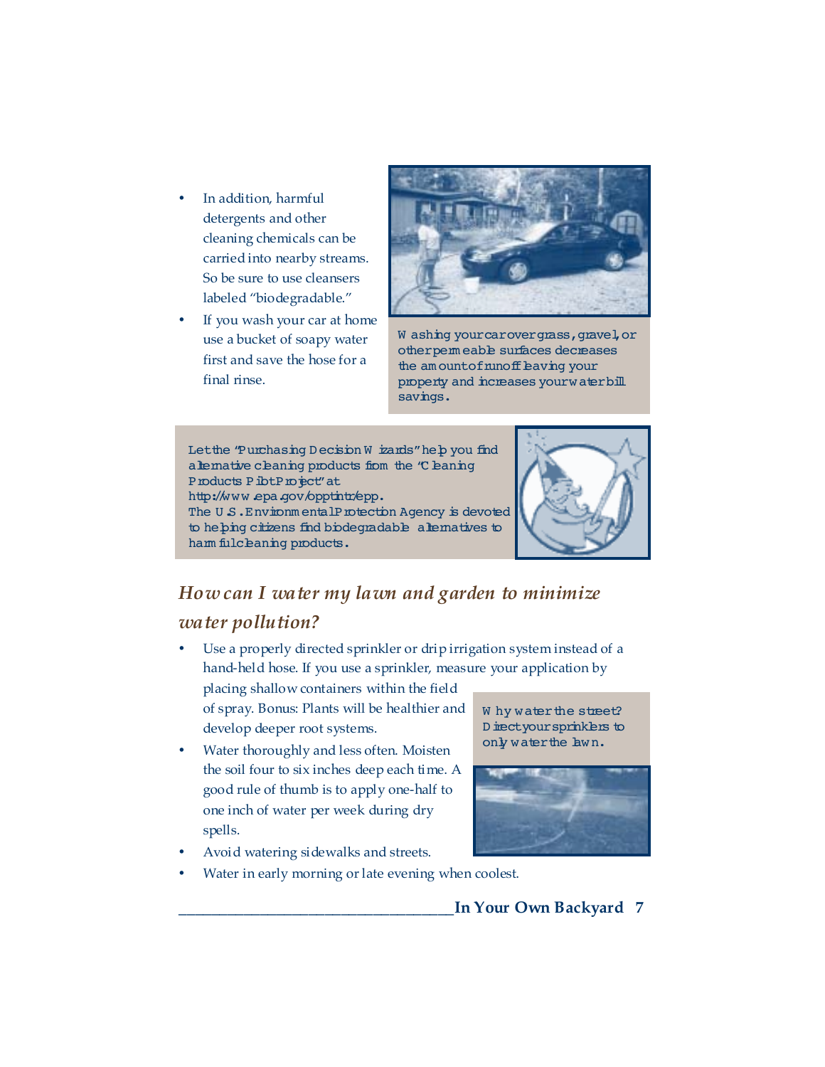- In addition, harmful detergents and other cleaning chemicals can be carried into nearby streams. So be sure to use cleansers labeled "biodegradable."
- If you wash your car at home use a bucket of soapy water first and save the hose for a final rinse.

Washing your car over grass, gravel, or other permeable surfaces decreases the amount of runoff leaving your property and increases your water bill savings.

Let the "Purchasing Decision Wizards" help you find alternative cleaning products from the "Cleaning Products Pilot Project" at http://www.epa.gov/opptintr/epp. The U.S. Environmental Protection Agency is devoted to helping citizens find biodegradable alternatives to harmful cleaning products.

## *How can I water my lawn and garden to minimize water pollution?*

- Use a properly directed sprinkler or drip irrigation system instead of a hand-held hose. If you use a sprinkler, measure your application by placing shallow containers within the field of spray. Bonus: Plants will be healthier and develop deeper root systems.
- Water thoroughly and less often. Moisten the soil four to six inches deep each time. A good rule of thumb is to apply one-half to one inch of water per week during dry spells.
- Avoid watering sidewalks and streets.
- Water in early morning or late evening when coolest.

Why water the street? Direct your sprinklers to only water the lawn.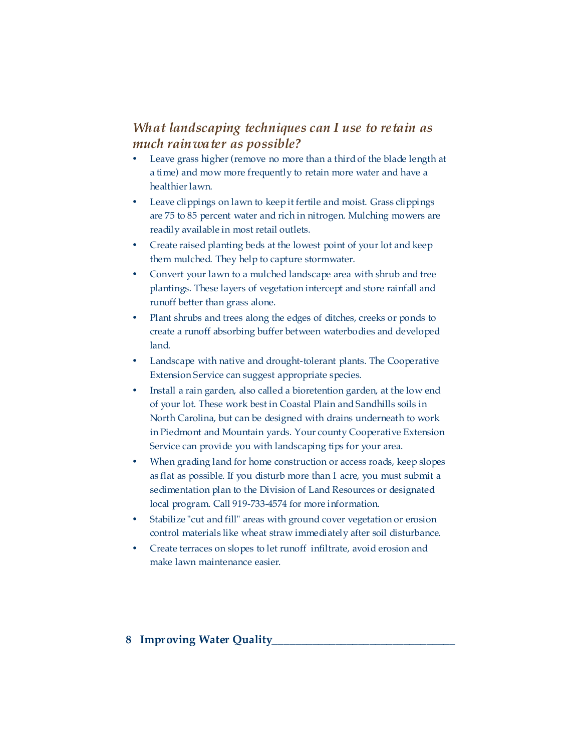### *What landscaping techniques can I use to retain as much rainwater as possible?*

- Leave grass higher (remove no more than a third of the blade length at a time) and mow more frequently to retain more water and have a healthier lawn.
- Leave clippings on lawn to keep it fertile and moist. Grass clippings are 75 to 85 percent water and rich in nitrogen. Mulching mowers are readily available in most retail outlets.
- Create raised planting beds at the lowest point of your lot and keep them mulched. They help to capture stormwater.
- Convert your lawn to a mulched landscape area with shrub and tree plantings. These layers of vegetation intercept and store rainfall and runoff better than grass alone.
- Plant shrubs and trees along the edges of ditches, creeks or ponds to create a runoff absorbing buffer between waterbodies and developed land.
- Landscape with native and drought-tolerant plants. The Cooperative Extension Service can suggest appropriate species.
- Install a rain garden, also called a bioretention garden, at the low end of your lot. These work best in Coastal Plain and Sandhills soils in North Carolina, but can be designed with drains underneath to work in Piedmont and Mountain yards. Your county Cooperative Extension Service can provide you with landscaping tips for your area.
- When grading land for home construction or access roads, keep slopes as flat as possible. If you disturb more than 1 acre, you must submit a sedimentation plan to the Division of Land Resources or designated local program. Call 919-733-4574 for more information.
- Stabilize "cut and fill" areas with ground cover vegetation or erosion control materials like wheat straw immediately after soil disturbance.
- Create terraces on slopes to let runoff infiltrate, avoid erosion and make lawn maintenance easier.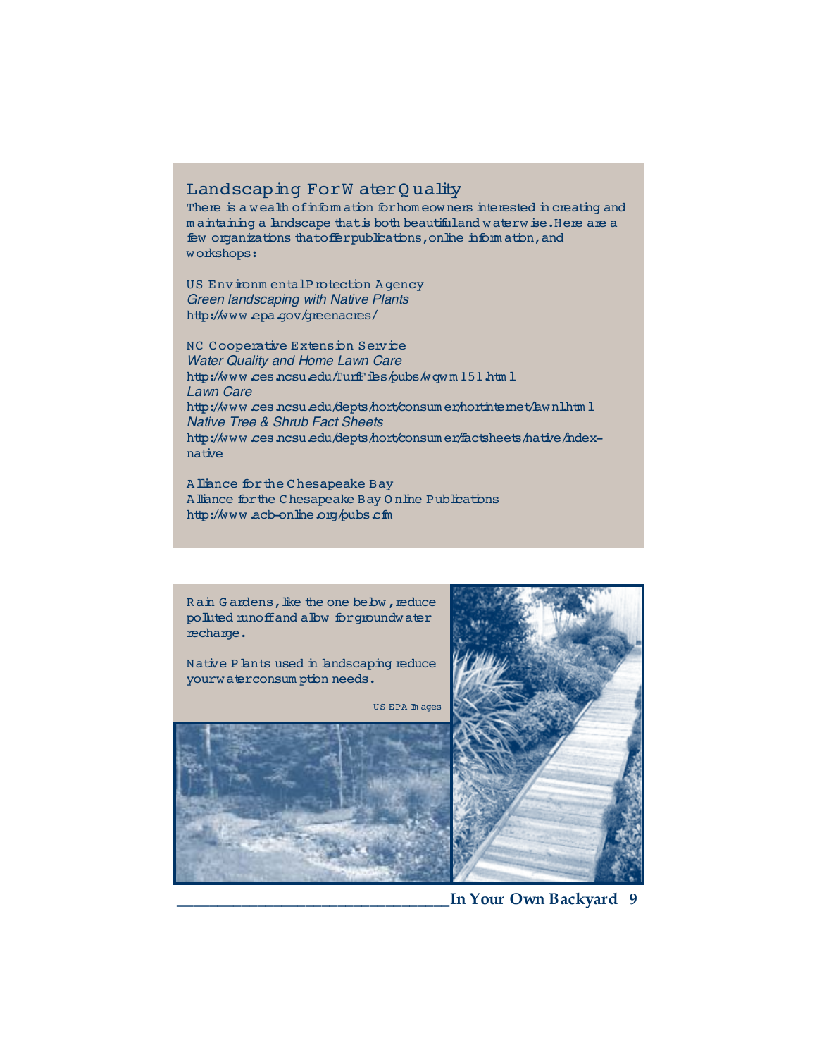## Landscaping For Water Quality

There is a wealth of information for homeowners interested in creating and maintaining a landscape that is both beautiful and waterwise. Here are a few organizations that offer publications, online information, and workshops:

US Environmental Protection Agency
*Green landscaping with Native Plants*
http://www.epa.gov/greenacres/

NC Cooperative Extension Service
*Water Quality and Home Lawn Care*
http://www.ces.ncsu.edu/TurfFiles/pubs/wqwm151.html
*Lawn Care*
http://www.ces.ncsu.edu/depts/hort/consumer/hortinternet/lawnl.html
*Native Tree & Shrub Fact Sheets*
http://www.ces.ncsu.edu/depts/hort/consumer/factsheets/native/index-native

Alliance for the Chesapeake Bay
Alliance for the Chesapeake Bay Online Publications
http://www.acb-online.org/pubs.cfm

Rain Gardens, like the one below, reduce polluted runoff and allow for groundwater recharge.

Native Plants used in landscaping reduce your water consumption needs.

US EPA Images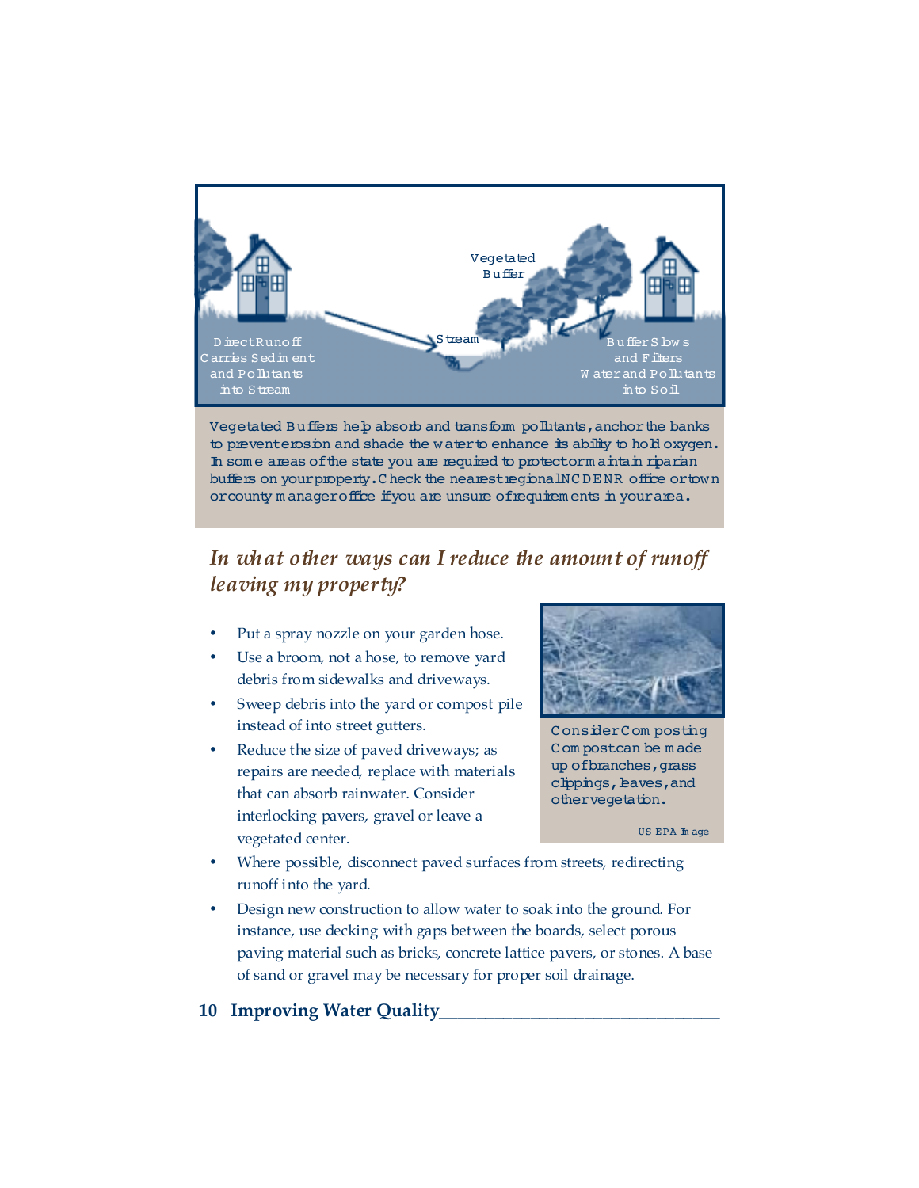Direct Runoff Carries Sediment and Pollutants into Stream

Stream

Vegetated Buffer

Buffer Slows and Filters Water and Pollutants into Soil

Vegetated Buffers help absorb and transform pollutants, anchor the banks to prevent erosion and shade the water to enhance its ability to hold oxygen. In some areas of the state you are required to protect or maintain riparian buffers on your property. Check the nearest regional NCDENR office or town or county manager office if you are unsure of requirements in your area.

## *In what other ways can I reduce the amount of runoff leaving my property?*

- Put a spray nozzle on your garden hose.
- Use a broom, not a hose, to remove yard debris from sidewalks and driveways.
- Sweep debris into the yard or compost pile instead of into street gutters.
- Reduce the size of paved driveways; as repairs are needed, replace with materials that can absorb rainwater. Consider interlocking pavers, gravel or leave a vegetated center.
- Where possible, disconnect paved surfaces from streets, redirecting runoff into the yard.
- Design new construction to allow water to soak into the ground. For instance, use decking with gaps between the boards, select porous paving material such as bricks, concrete lattice pavers, or stones. A base of sand or gravel may be necessary for proper soil drainage.

Consider Composting. Compost can be made up of branches, grass clippings, leaves, and other vegetation.

US EPA Image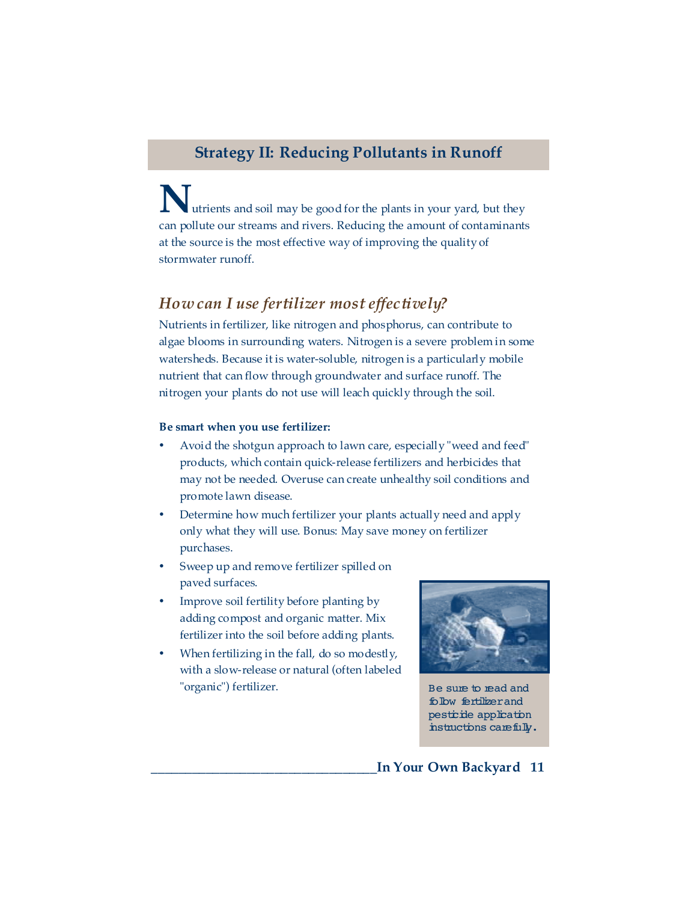## Strategy II: Reducing Pollutants in Runoff

Nutrients and soil may be good for the plants in your yard, but they can pollute our streams and rivers. Reducing the amount of contaminants at the source is the most effective way of improving the quality of stormwater runoff.

### *How can I use fertilizer most effectively?*

Nutrients in fertilizer, like nitrogen and phosphorus, can contribute to algae blooms in surrounding waters. Nitrogen is a severe problem in some watersheds. Because it is water-soluble, nitrogen is a particularly mobile nutrient that can flow through groundwater and surface runoff. The nitrogen your plants do not use will leach quickly through the soil.

**Be smart when you use fertilizer:**

- Avoid the shotgun approach to lawn care, especially "weed and feed" products, which contain quick-release fertilizers and herbicides that may not be needed. Overuse can create unhealthy soil conditions and promote lawn disease.
- Determine how much fertilizer your plants actually need and apply only what they will use. Bonus: May save money on fertilizer purchases.
- Sweep up and remove fertilizer spilled on paved surfaces.
- Improve soil fertility before planting by adding compost and organic matter. Mix fertilizer into the soil before adding plants.
- When fertilizing in the fall, do so modestly, with a slow-release or natural (often labeled "organic") fertilizer.

Be sure to read and follow fertilizer and pesticide application instructions carefully.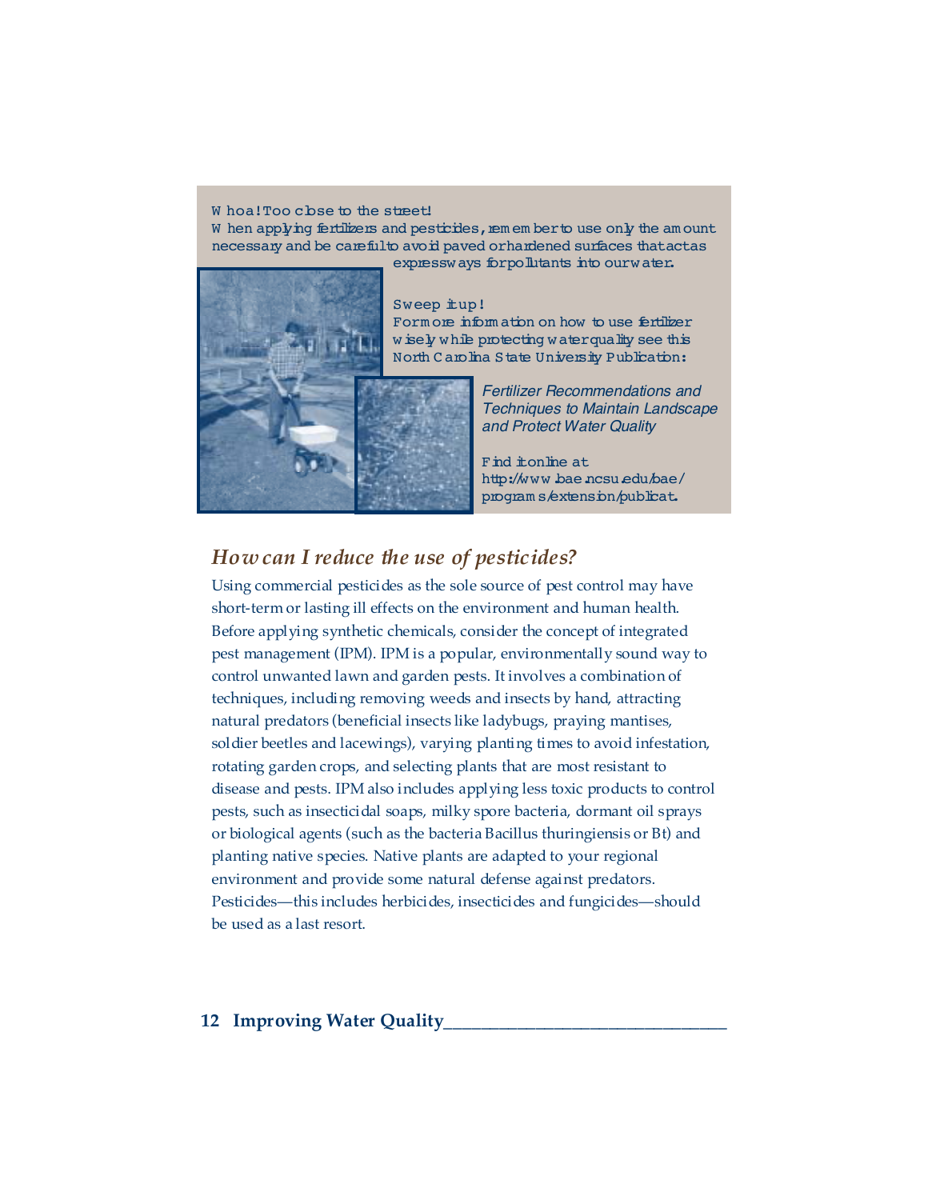**Whoa! Too close to the street!**
When applying fertilizers and pesticides, remember to use only the amount necessary and be careful to avoid paved or hardened surfaces that act as expressways for pollutants into our water.

**Sweep it up!**
For more information on how to use fertilizer wisely while protecting water quality see this North Carolina State University Publication:

*Fertilizer Recommendations and Techniques to Maintain Landscape and Protect Water Quality*

Find it online at http://www.bae.ncsu.edu/bae/programs/extension/publicat.

## *How can I reduce the use of pesticides?*

Using commercial pesticides as the sole source of pest control may have short-term or lasting ill effects on the environment and human health. Before applying synthetic chemicals, consider the concept of integrated pest management (IPM). IPM is a popular, environmentally sound way to control unwanted lawn and garden pests. It involves a combination of techniques, including removing weeds and insects by hand, attracting natural predators (beneficial insects like ladybugs, praying mantises, soldier beetles and lacewings), varying planting times to avoid infestation, rotating garden crops, and selecting plants that are most resistant to disease and pests. IPM also includes applying less toxic products to control pests, such as insecticidal soaps, milky spore bacteria, dormant oil sprays or biological agents (such as the bacteria Bacillus thuringiensis or Bt) and planting native species. Native plants are adapted to your regional environment and provide some natural defense against predators. Pesticides—this includes herbicides, insecticides and fungicides—should be used as a last resort.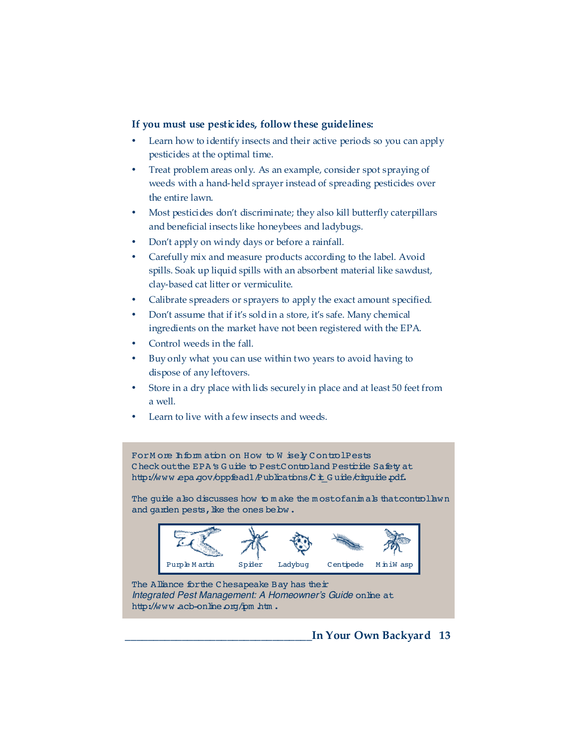**If you must use pesticides, follow these guidelines:**

- Learn how to identify insects and their active periods so you can apply pesticides at the optimal time.
- Treat problem areas only. As an example, consider spot spraying of weeds with a hand-held sprayer instead of spreading pesticides over the entire lawn.
- Most pesticides don't discriminate; they also kill butterfly caterpillars and beneficial insects like honeybees and ladybugs.
- Don't apply on windy days or before a rainfall.
- Carefully mix and measure products according to the label. Avoid spills. Soak up liquid spills with an absorbent material like sawdust, clay-based cat litter or vermiculite.
- Calibrate spreaders or sprayers to apply the exact amount specified.
- Don't assume that if it's sold in a store, it's safe. Many chemical ingredients on the market have not been registered with the EPA.
- Control weeds in the fall.
- Buy only what you can use within two years to avoid having to dispose of any leftovers.
- Store in a dry place with lids securely in place and at least 50 feet from a well.
- Learn to live with a few insects and weeds.

For More Information on How to Wisely Control Pests
Check out the EPA's Guide to Pest Control and Pesticide Safety at http://www.epa.gov/oppfead1/Publications/Cit_Guide/citguide.pdf.

The guide also discusses how to make the most of animals that control lawn and garden pests, like the ones below.

Purple Martin | Spider | Ladybug | Centipede | Mini Wasp

The Alliance for the Chesapeake Bay has their *Integrated Pest Management: A Homeowner's Guide* online at http://www.acb-online.org/ipm.htm.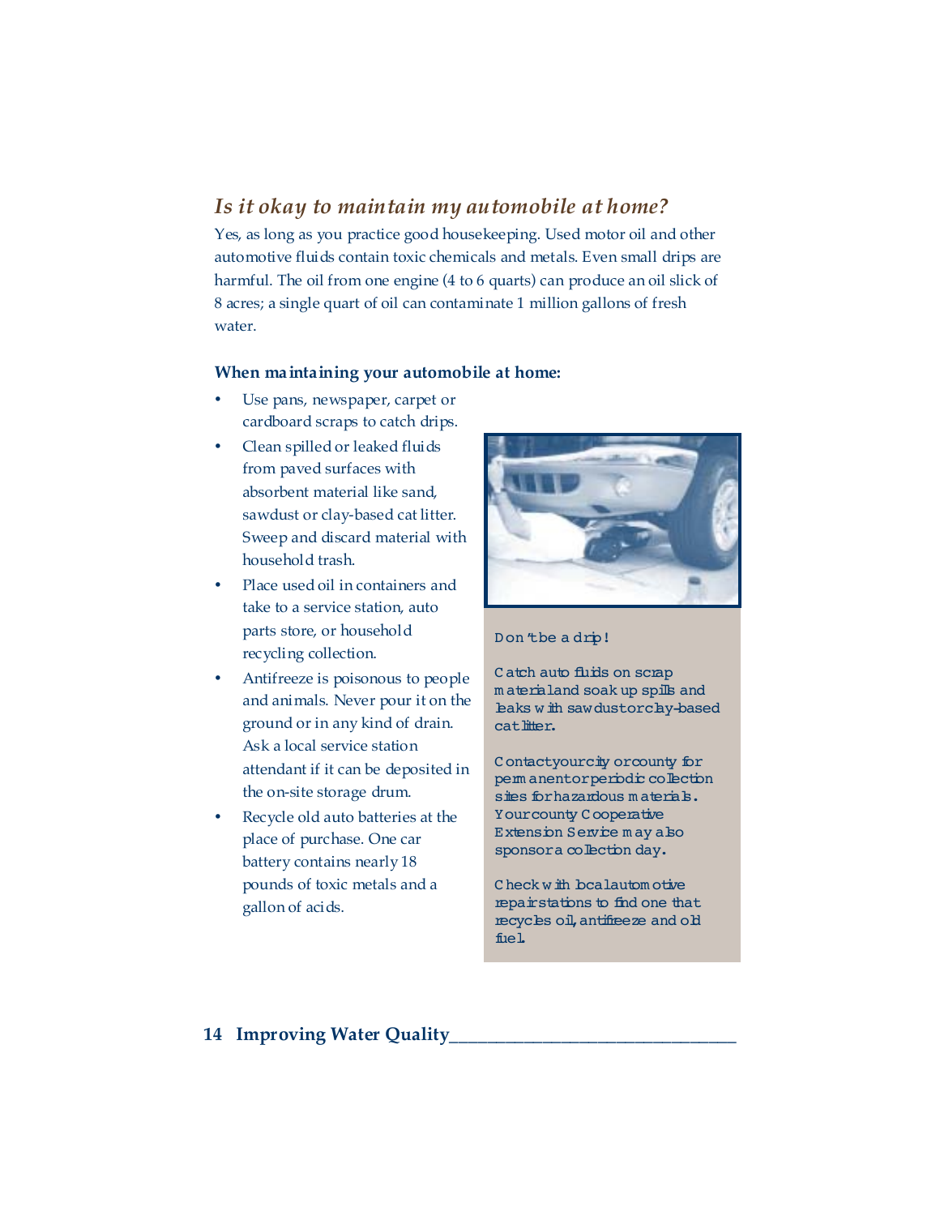## *Is it okay to maintain my automobile at home?*

Yes, as long as you practice good housekeeping. Used motor oil and other automotive fluids contain toxic chemicals and metals. Even small drips are harmful. The oil from one engine (4 to 6 quarts) can produce an oil slick of 8 acres; a single quart of oil can contaminate 1 million gallons of fresh water.

### When maintaining your automobile at home:

- Use pans, newspaper, carpet or cardboard scraps to catch drips.
- Clean spilled or leaked fluids from paved surfaces with absorbent material like sand, sawdust or clay-based cat litter. Sweep and discard material with household trash.
- Place used oil in containers and take to a service station, auto parts store, or household recycling collection.
- Antifreeze is poisonous to people and animals. Never pour it on the ground or in any kind of drain. Ask a local service station attendant if it can be deposited in the on-site storage drum.
- Recycle old auto batteries at the place of purchase. One car battery contains nearly 18 pounds of toxic metals and a gallon of acids.

Don't be a drip!

Catch auto fluids on scrap material and soak up spills and leaks with sawdust or clay-based cat litter.

Contact your city or county for permanent or periodic collection sites for hazardous materials. Your county Cooperative Extension Service may also sponsor a collection day.

Check with local automotive repair stations to find one that recycles oil, antifreeze and old fuel.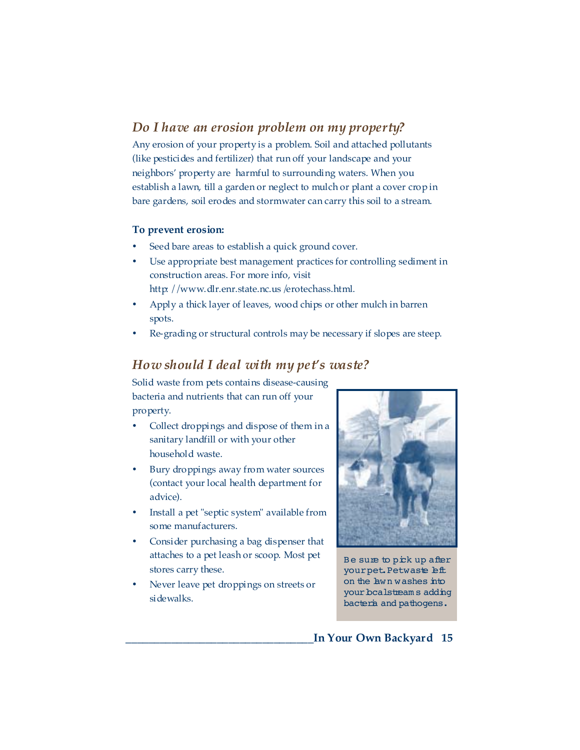## *Do I have an erosion problem on my property?*

Any erosion of your property is a problem. Soil and attached pollutants (like pesticides and fertilizer) that run off your landscape and your neighbors' property are harmful to surrounding waters. When you establish a lawn, till a garden or neglect to mulch or plant a cover crop in bare gardens, soil erodes and stormwater can carry this soil to a stream.

**To prevent erosion:**

- Seed bare areas to establish a quick ground cover.
- Use appropriate best management practices for controlling sediment in construction areas. For more info, visit http://www.dlr.enr.state.nc.us/erotechass.html.
- Apply a thick layer of leaves, wood chips or other mulch in barren spots.
- Re-grading or structural controls may be necessary if slopes are steep.

## *How should I deal with my pet's waste?*

Solid waste from pets contains disease-causing bacteria and nutrients that can run off your property.

- Collect droppings and dispose of them in a sanitary landfill or with your other household waste.
- Bury droppings away from water sources (contact your local health department for advice).
- Install a pet "septic system" available from some manufacturers.
- Consider purchasing a bag dispenser that attaches to a pet leash or scoop. Most pet stores carry these.
- Never leave pet droppings on streets or sidewalks.

Be sure to pick up after your pet. Pet waste left on the lawn washes into your local streams adding bacteria and pathogens.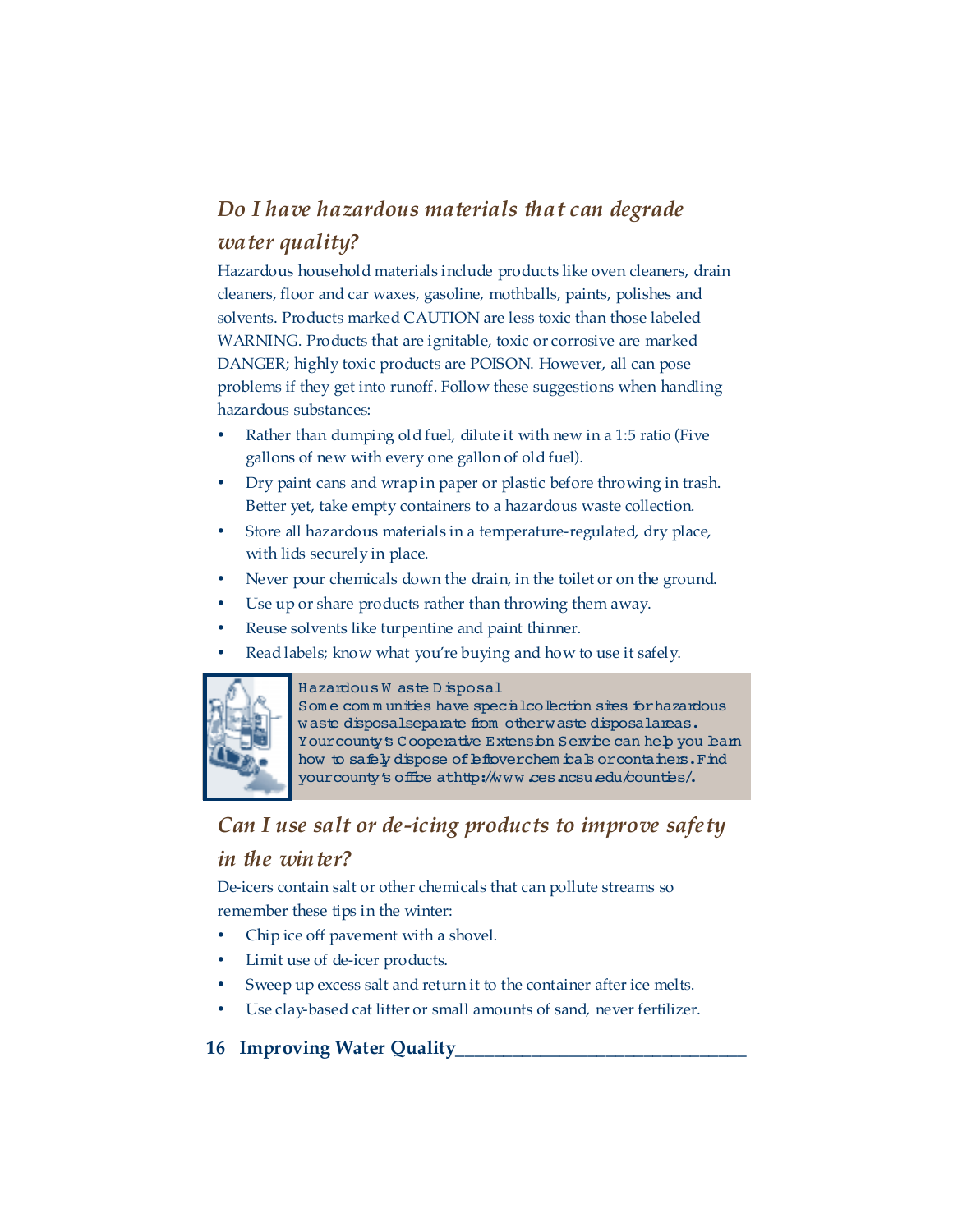## *Do I have hazardous materials that can degrade water quality?*

Hazardous household materials include products like oven cleaners, drain cleaners, floor and car waxes, gasoline, mothballs, paints, polishes and solvents. Products marked CAUTION are less toxic than those labeled WARNING. Products that are ignitable, toxic or corrosive are marked DANGER; highly toxic products are POISON. However, all can pose problems if they get into runoff. Follow these suggestions when handling hazardous substances:

- Rather than dumping old fuel, dilute it with new in a 1:5 ratio (Five gallons of new with every one gallon of old fuel).
- Dry paint cans and wrap in paper or plastic before throwing in trash. Better yet, take empty containers to a hazardous waste collection.
- Store all hazardous materials in a temperature-regulated, dry place, with lids securely in place.
- Never pour chemicals down the drain, in the toilet or on the ground.
- Use up or share products rather than throwing them away.
- Reuse solvents like turpentine and paint thinner.
- Read labels; know what you're buying and how to use it safely.

**Hazardous Waste Disposal**

Some communities have special collection sites for hazardous waste disposal separate from other waste disposal areas. Your county's Cooperative Extension Service can help you learn how to safely dispose of leftover chemicals or containers. Find your county's office at http://www.ces.ncsu.edu/counties/.

## *Can I use salt or de-icing products to improve safety in the winter?*

De-icers contain salt or other chemicals that can pollute streams so remember these tips in the winter:

- Chip ice off pavement with a shovel.
- Limit use of de-icer products.
- Sweep up excess salt and return it to the container after ice melts.
- Use clay-based cat litter or small amounts of sand, never fertilizer.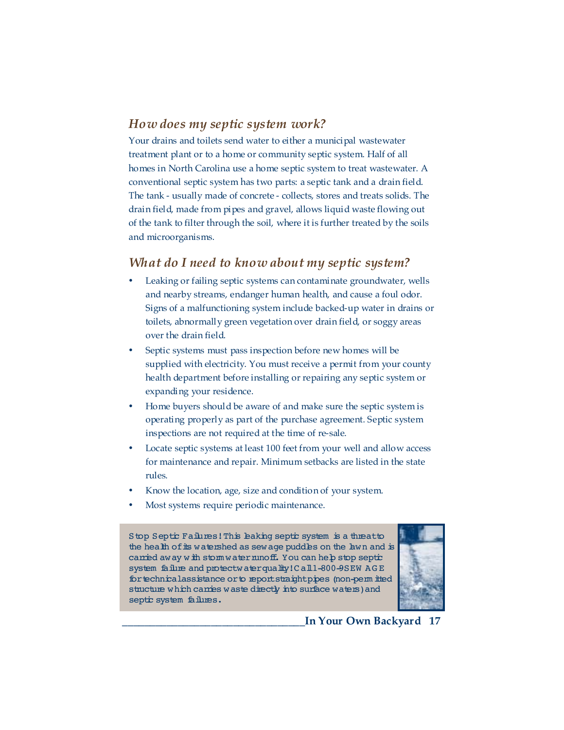## *How does my septic system work?*

Your drains and toilets send water to either a municipal wastewater treatment plant or to a home or community septic system. Half of all homes in North Carolina use a home septic system to treat wastewater. A conventional septic system has two parts: a septic tank and a drain field. The tank - usually made of concrete - collects, stores and treats solids. The drain field, made from pipes and gravel, allows liquid waste flowing out of the tank to filter through the soil, where it is further treated by the soils and microorganisms.

## *What do I need to know about my septic system?*

- Leaking or failing septic systems can contaminate groundwater, wells and nearby streams, endanger human health, and cause a foul odor. Signs of a malfunctioning system include backed-up water in drains or toilets, abnormally green vegetation over drain field, or soggy areas over the drain field.
- Septic systems must pass inspection before new homes will be supplied with electricity. You must receive a permit from your county health department before installing or repairing any septic system or expanding your residence.
- Home buyers should be aware of and make sure the septic system is operating properly as part of the purchase agreement. Septic system inspections are not required at the time of re-sale.
- Locate septic systems at least 100 feet from your well and allow access for maintenance and repair. Minimum setbacks are listed in the state rules.
- Know the location, age, size and condition of your system.
- Most systems require periodic maintenance.

Stop Septic Failures! This leaking septic system is a threat to the health of its watershed as sewage puddles on the lawn and is carried away with stormwater runoff. You can help stop septic system failure and protect water quality! Call 1-800-9SEWAGE for technical assistance or to report straight pipes (non-permitted structure which carries waste directly into surface waters) and septic system failures.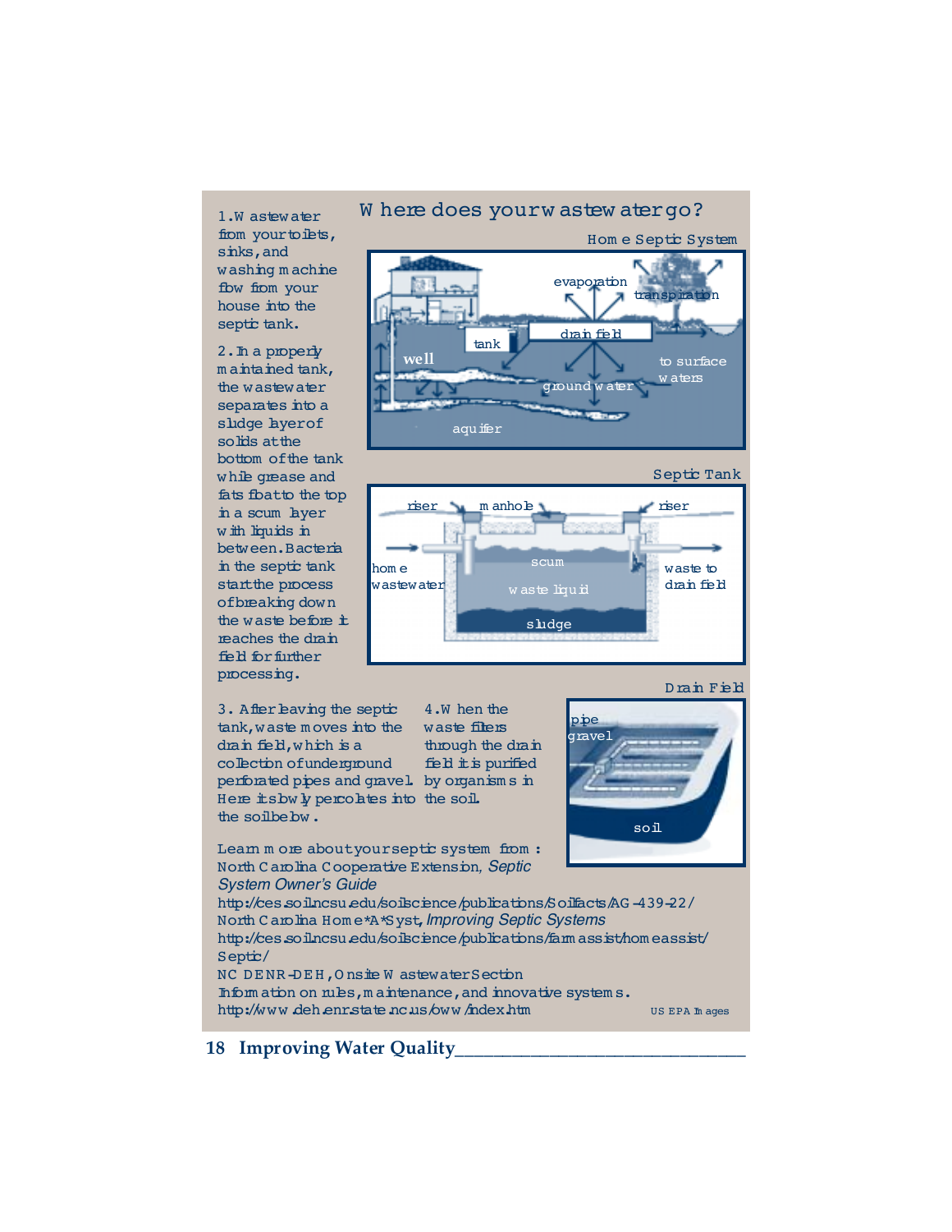## Where does your wastewater go?

1. Wastewater from your toilets, sinks, and washing machine flow from your house into the septic tank.

2. In a properly maintained tank, the wastewater separates into a sludge layer of solids at the bottom of the tank while grease and fats float to the top in a scum layer with liquids in between. Bacteria in the septic tank start the process of breaking down the waste before it reaches the drain field for further processing.

**Home Septic System**

evaporation, transpiration, tank, drain field, well, to surface waters, ground water, aquifer

**Septic Tank**

riser, manhole, riser, home wastewater, scum, waste liquid, sludge, waste to drain field

**Drain Field**

pipe, gravel, soil

3. After leaving the septic tank, waste moves into the drain field, which is a collection of underground perforated pipes and gravel. Here it slowly percolates into the soil below.

4. When the waste filters through the drain field it is purified by organisms in the soil.

Learn more about your septic system from:
North Carolina Cooperative Extension, *Septic System Owner's Guide*
http://ces.soil.ncsu.edu/soilscience/publications/Soilfacts/AG-439-22/
North Carolina Home*A*Syst, *Improving Septic Systems*
http://ces.soil.ncsu.edu/soilscience/publications/farmassist/homeassist/Septic/
NC DENR-DEH, Onsite Wastewater Section
Information on rules, maintenance, and innovative systems.
http://www.deh.enr.state.nc.us/oww/index.htm

US EPA Images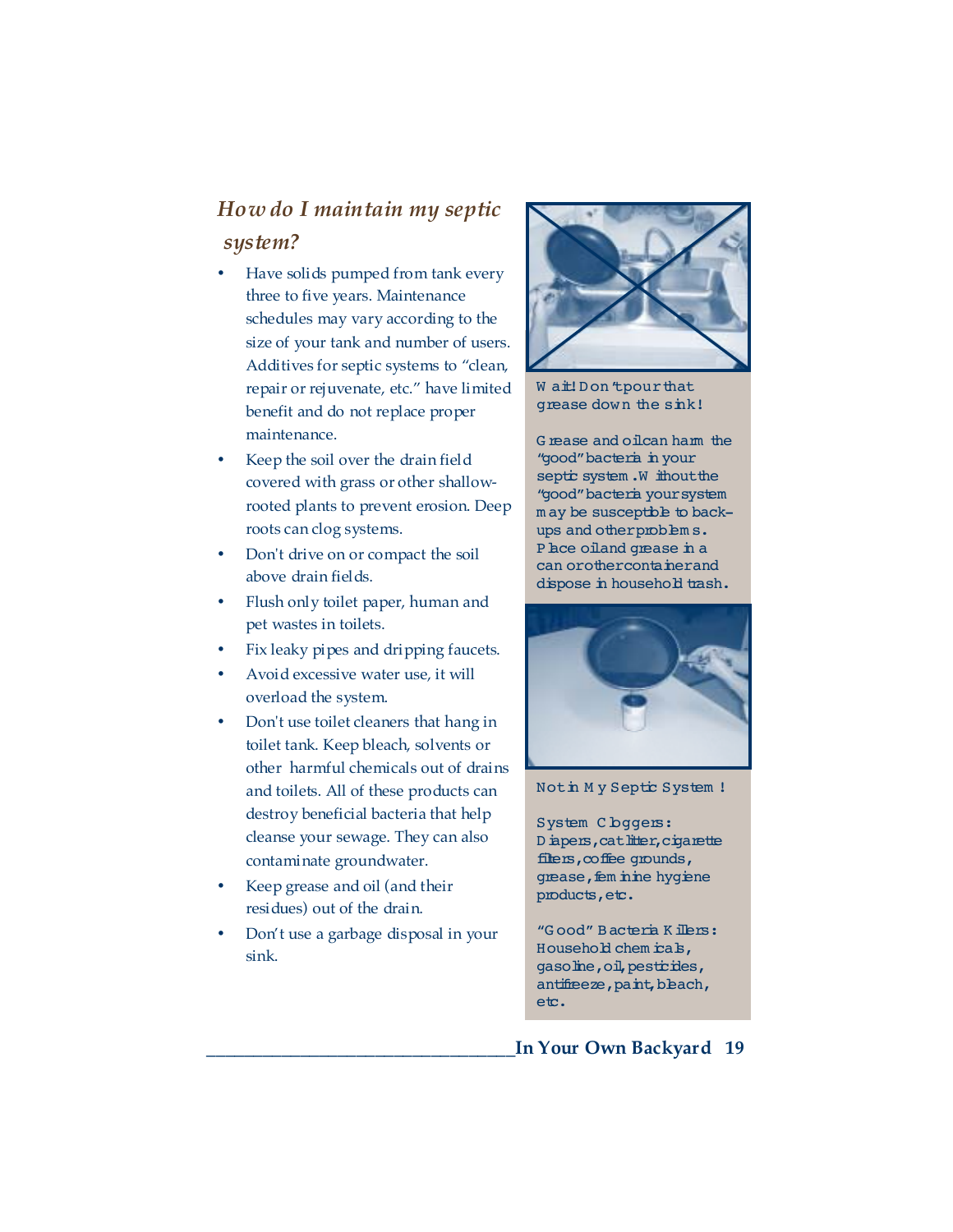*How do I maintain my septic system?*

- Have solids pumped from tank every three to five years. Maintenance schedules may vary according to the size of your tank and number of users. Additives for septic systems to "clean, repair or rejuvenate, etc." have limited benefit and do not replace proper maintenance.
- Keep the soil over the drain field covered with grass or other shallow-rooted plants to prevent erosion. Deep roots can clog systems.
- Don't drive on or compact the soil above drain fields.
- Flush only toilet paper, human and pet wastes in toilets.
- Fix leaky pipes and dripping faucets.
- Avoid excessive water use, it will overload the system.
- Don't use toilet cleaners that hang in toilet tank. Keep bleach, solvents or other harmful chemicals out of drains and toilets. All of these products can destroy beneficial bacteria that help cleanse your sewage. They can also contaminate groundwater.
- Keep grease and oil (and their residues) out of the drain.
- Don't use a garbage disposal in your sink.

Wait! Don't pour that grease down the sink!

Grease and oil can harm the "good" bacteria in your septic system. Without the "good" bacteria your system may be susceptible to back-ups and other problems. Place oil and grease in a can or other container and dispose in household trash.

Not in My Septic System!

System Cloggers: Diapers, cat litter, cigarette filters, coffee grounds, grease, feminine hygiene products, etc.

"Good" Bacteria Killers: Household chemicals, gasoline, oil, pesticides, antifreeze, paint, bleach, etc.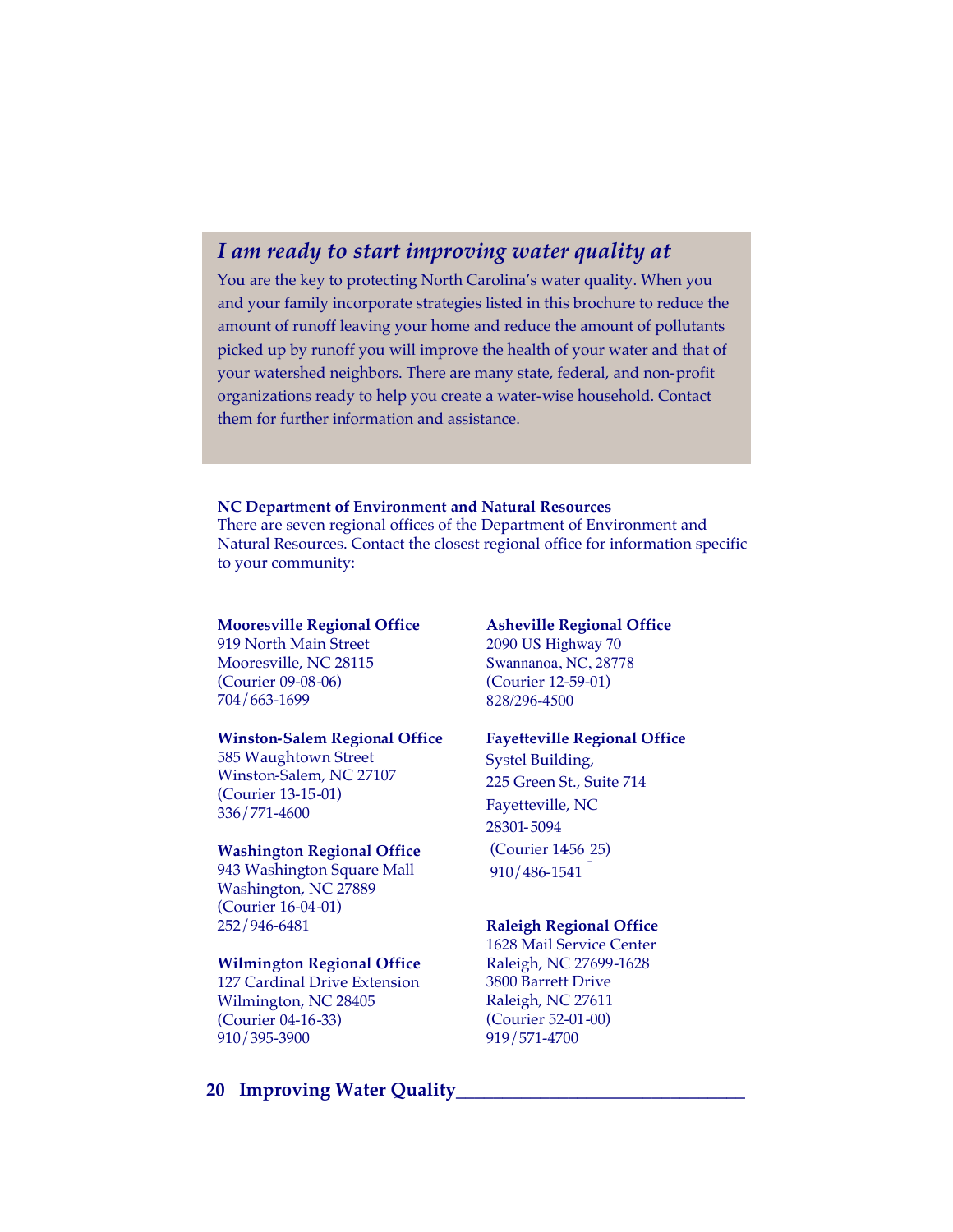## *I am ready to start improving water quality at*

You are the key to protecting North Carolina's water quality. When you and your family incorporate strategies listed in this brochure to reduce the amount of runoff leaving your home and reduce the amount of pollutants picked up by runoff you will improve the health of your water and that of your watershed neighbors. There are many state, federal, and non-profit organizations ready to help you create a water-wise household. Contact them for further information and assistance.

**NC Department of Environment and Natural Resources**
There are seven regional offices of the Department of Environment and Natural Resources. Contact the closest regional office for information specific to your community:

**Mooresville Regional Office**
919 North Main Street
Mooresville, NC 28115
(Courier 09-08-06)
704/663-1699

**Winston-Salem Regional Office**
585 Waughtown Street
Winston-Salem, NC 27107
(Courier 13-15-01)
336/771-4600

**Washington Regional Office**
943 Washington Square Mall
Washington, NC 27889
(Courier 16-04-01)
252/946-6481

**Wilmington Regional Office**
127 Cardinal Drive Extension
Wilmington, NC 28405
(Courier 04-16-33)
910/395-3900

**Asheville Regional Office**
2090 US Highway 70
Swannanoa, NC, 28778
(Courier 12-59-01)
828/296-4500

**Fayetteville Regional Office**
Systel Building,
225 Green St., Suite 714
Fayetteville, NC
28301-5094
(Courier 14-56-25)
910/486-1541

**Raleigh Regional Office**
1628 Mail Service Center
Raleigh, NC 27699-1628
3800 Barrett Drive
Raleigh, NC 27611
(Courier 52-01-00)
919/571-4700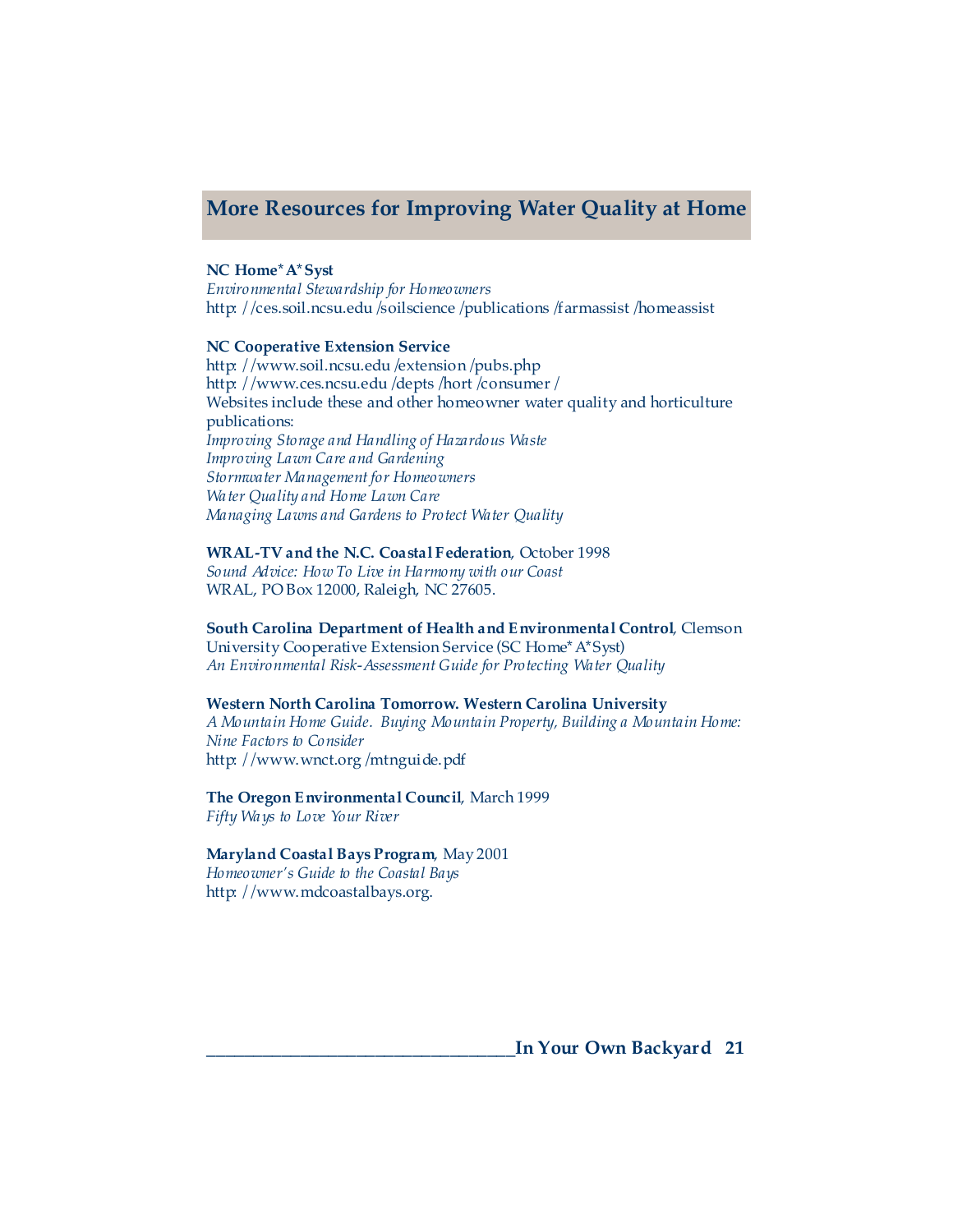## More Resources for Improving Water Quality at Home

**NC Home*A*Syst**
*Environmental Stewardship for Homeowners*
http://ces.soil.ncsu.edu/soilscience/publications/farmassist/homeassist

**NC Cooperative Extension Service**
http://www.soil.ncsu.edu/extension/pubs.php
http://www.ces.ncsu.edu/depts/hort/consumer/
Websites include these and other homeowner water quality and horticulture publications:
*Improving Storage and Handling of Hazardous Waste*
*Improving Lawn Care and Gardening*
*Stormwater Management for Homeowners*
*Water Quality and Home Lawn Care*
*Managing Lawns and Gardens to Protect Water Quality*

**WRAL-TV and the N.C. Coastal Federation**, October 1998
*Sound Advice: How To Live in Harmony with our Coast*
WRAL, PO Box 12000, Raleigh, NC 27605.

**South Carolina Department of Health and Environmental Control**, Clemson University Cooperative Extension Service (SC Home*A*Syst)
*An Environmental Risk-Assessment Guide for Protecting Water Quality*

**Western North Carolina Tomorrow. Western Carolina University**
*A Mountain Home Guide. Buying Mountain Property, Building a Mountain Home: Nine Factors to Consider*
http://www.wnct.org/mtnguide.pdf

**The Oregon Environmental Council**, March 1999
*Fifty Ways to Love Your River*

**Maryland Coastal Bays Program**, May 2001
*Homeowner's Guide to the Coastal Bays*
http://www.mdcoastalbays.org.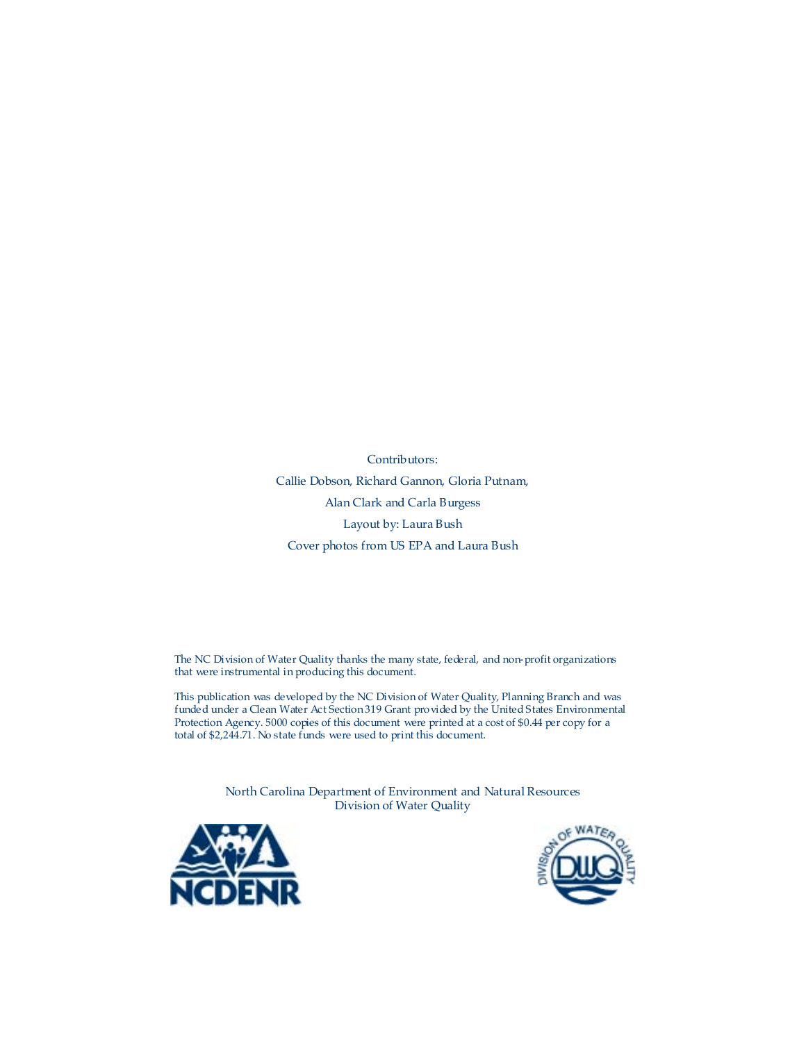Contributors:

Callie Dobson, Richard Gannon, Gloria Putnam,

Alan Clark and Carla Burgess

Layout by: Laura Bush

Cover photos from US EPA and Laura Bush

The NC Division of Water Quality thanks the many state, federal, and non-profit organizations that were instrumental in producing this document.

This publication was developed by the NC Division of Water Quality, Planning Branch and was funded under a Clean Water Act Section 319 Grant provided by the United States Environmental Protection Agency. 5000 copies of this document were printed at a cost of $0.44 per copy for a total of $2,244.71. No state funds were used to print this document.

North Carolina Department of Environment and Natural Resources
Division of Water Quality

NCDENR

DIVISION OF WATER QUALITY
DWQ